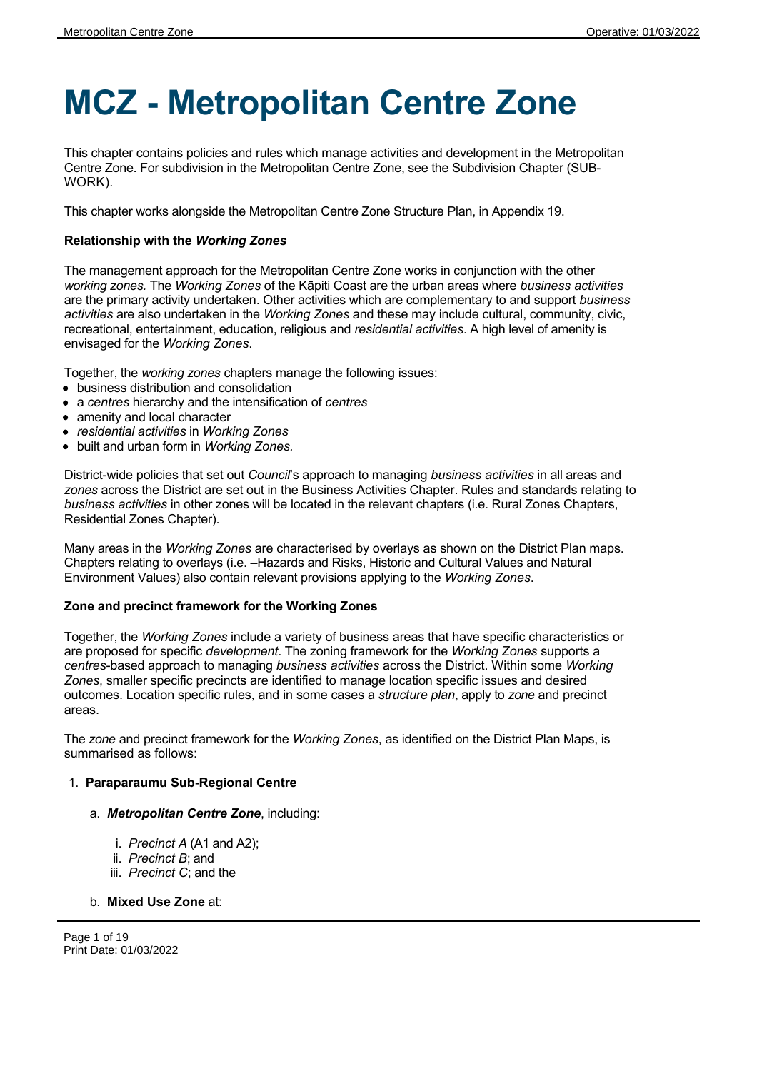# MCZ - Metropolitan Centre Zone

This chapter contains policies and rules which manage activities and development in the Metropolitan Centre Zone. For subdivision in the Metropolitan Centre Zone, see the Subdivision Chapter (SUB-WORK).

This chapter works alongside the Metropolitan Centre Zone Structure Plan, in Appendix 19.

**Relationship with the *Working Zones***

The management approach for the Metropolitan Centre Zone works in conjunction with the other *working zones.* The *Working Zones* of the Kāpiti Coast are the urban areas where *business activities* are the primary activity undertaken. Other activities which are complementary to and support *business activities* are also undertaken in the *Working Zones* and these may include cultural, community, civic, recreational, entertainment, education, religious and *residential activities*. A high level of amenity is envisaged for the *Working Zones*.

Together, the *working zones* chapters manage the following issues:

- business distribution and consolidation
- a *centres* hierarchy and the intensification of *centres*
- amenity and local character
- *residential activities* in *Working Zones*
- built and urban form in *Working Zones.*

District-wide policies that set out *Council*'s approach to managing *business activities* in all areas and *zones* across the District are set out in the Business Activities Chapter. Rules and standards relating to *business activities* in other zones will be located in the relevant chapters (i.e. Rural Zones Chapters, Residential Zones Chapter).

Many areas in the *Working Zones* are characterised by overlays as shown on the District Plan maps. Chapters relating to overlays (i.e. –Hazards and Risks, Historic and Cultural Values and Natural Environment Values) also contain relevant provisions applying to the *Working Zones*.

**Zone and precinct framework for the Working Zones**

Together, the *Working Zones* include a variety of business areas that have specific characteristics or are proposed for specific *development*. The zoning framework for the *Working Zones* supports a *centres*-based approach to managing *business activities* across the District. Within some *Working Zones*, smaller specific precincts are identified to manage location specific issues and desired outcomes. Location specific rules, and in some cases a *structure plan*, apply to *zone* and precinct areas.

The *zone* and precinct framework for the *Working Zones*, as identified on the District Plan Maps, is summarised as follows:

1. **Paraparaumu Sub-Regional Centre**
    a. ***Metropolitan Centre Zone***, including:
        i. *Precinct A* (A1 and A2);
        ii. *Precinct B*; and
        iii. *Precinct C*; and the
    b. **Mixed Use Zone** at: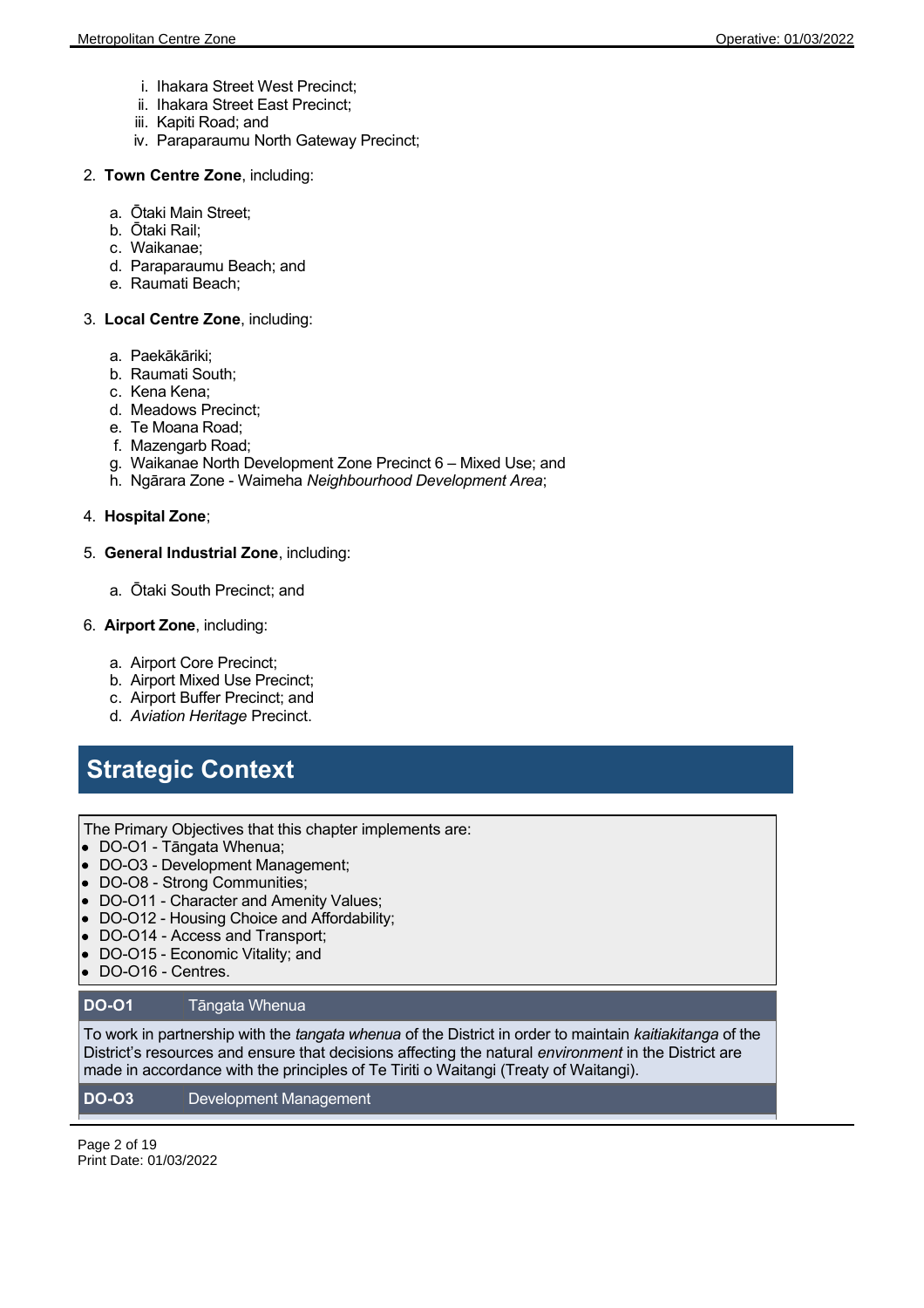i. Ihakara Street West Precinct;
   ii. Ihakara Street East Precinct;
   iii. Kapiti Road; and
   iv. Paraparaumu North Gateway Precinct;

2. **Town Centre Zone**, including:

   a. Ōtaki Main Street;
   b. Ōtaki Rail;
   c. Waikanae;
   d. Paraparaumu Beach; and
   e. Raumati Beach;

3. **Local Centre Zone**, including:

   a. Paekākāriki;
   b. Raumati South;
   c. Kena Kena;
   d. Meadows Precinct;
   e. Te Moana Road;
   f. Mazengarb Road;
   g. Waikanae North Development Zone Precinct 6 – Mixed Use; and
   h. Ngārara Zone - Waimeha *Neighbourhood Development Area*;

4. **Hospital Zone**;

5. **General Industrial Zone**, including:

   a. Ōtaki South Precinct; and

6. **Airport Zone**, including:

   a. Airport Core Precinct;
   b. Airport Mixed Use Precinct;
   c. Airport Buffer Precinct; and
   d. *Aviation Heritage* Precinct.

## Strategic Context

The Primary Objectives that this chapter implements are:

- DO-O1 - Tāngata Whenua;
- DO-O3 - Development Management;
- DO-O8 - Strong Communities;
- DO-O11 - Character and Amenity Values;
- DO-O12 - Housing Choice and Affordability;
- DO-O14 - Access and Transport;
- DO-O15 - Economic Vitality; and
- DO-O16 - Centres.

**DO-O1** Tāngata Whenua

To work in partnership with the *tangata whenua* of the District in order to maintain *kaitiakitanga* of the District's resources and ensure that decisions affecting the natural *environment* in the District are made in accordance with the principles of Te Tiriti o Waitangi (Treaty of Waitangi).

**DO-O3** Development Management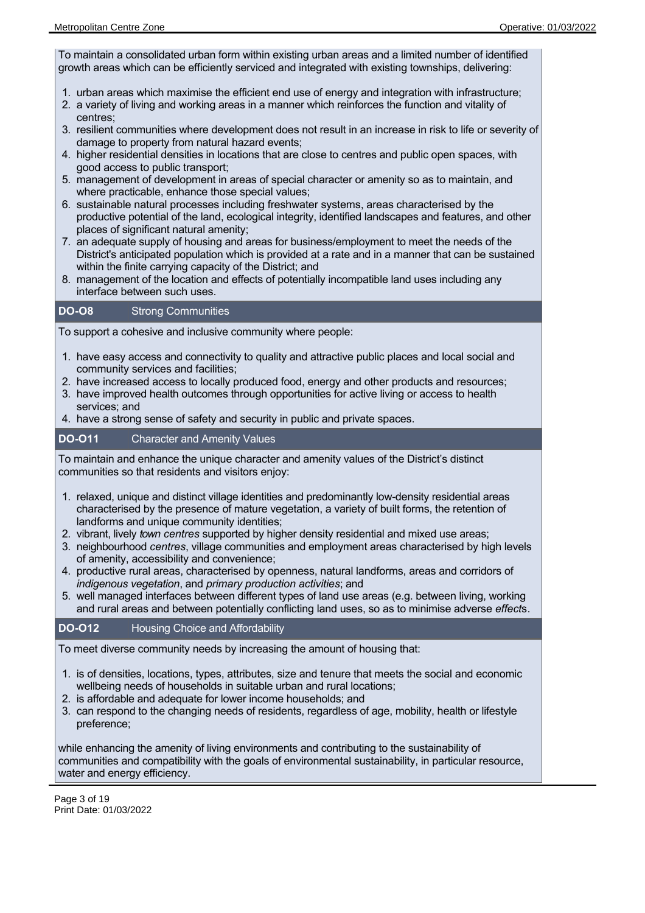To maintain a consolidated urban form within existing urban areas and a limited number of identified growth areas which can be efficiently serviced and integrated with existing townships, delivering:

1. urban areas which maximise the efficient end use of energy and integration with infrastructure;
2. a variety of living and working areas in a manner which reinforces the function and vitality of centres;
3. resilient communities where development does not result in an increase in risk to life or severity of damage to property from natural hazard events;
4. higher residential densities in locations that are close to centres and public open spaces, with good access to public transport;
5. management of development in areas of special character or amenity so as to maintain, and where practicable, enhance those special values;
6. sustainable natural processes including freshwater systems, areas characterised by the productive potential of the land, ecological integrity, identified landscapes and features, and other places of significant natural amenity;
7. an adequate supply of housing and areas for business/employment to meet the needs of the District's anticipated population which is provided at a rate and in a manner that can be sustained within the finite carrying capacity of the District; and
8. management of the location and effects of potentially incompatible land uses including any interface between such uses.

### DO-O8 Strong Communities

To support a cohesive and inclusive community where people:

1. have easy access and connectivity to quality and attractive public places and local social and community services and facilities;
2. have increased access to locally produced food, energy and other products and resources;
3. have improved health outcomes through opportunities for active living or access to health services; and
4. have a strong sense of safety and security in public and private spaces.

### DO-O11 Character and Amenity Values

To maintain and enhance the unique character and amenity values of the District's distinct communities so that residents and visitors enjoy:

1. relaxed, unique and distinct village identities and predominantly low-density residential areas characterised by the presence of mature vegetation, a variety of built forms, the retention of landforms and unique community identities;
2. vibrant, lively *town centres* supported by higher density residential and mixed use areas;
3. neighbourhood *centres*, village communities and employment areas characterised by high levels of amenity, accessibility and convenience;
4. productive rural areas, characterised by openness, natural landforms, areas and corridors of *indigenous vegetation*, and *primary production activities*; and
5. well managed interfaces between different types of land use areas (e.g. between living, working and rural areas and between potentially conflicting land uses, so as to minimise adverse *effect*s.

### DO-O12 Housing Choice and Affordability

To meet diverse community needs by increasing the amount of housing that:

1. is of densities, locations, types, attributes, size and tenure that meets the social and economic wellbeing needs of households in suitable urban and rural locations;
2. is affordable and adequate for lower income households; and
3. can respond to the changing needs of residents, regardless of age, mobility, health or lifestyle preference;

while enhancing the amenity of living environments and contributing to the sustainability of communities and compatibility with the goals of environmental sustainability, in particular resource, water and energy efficiency.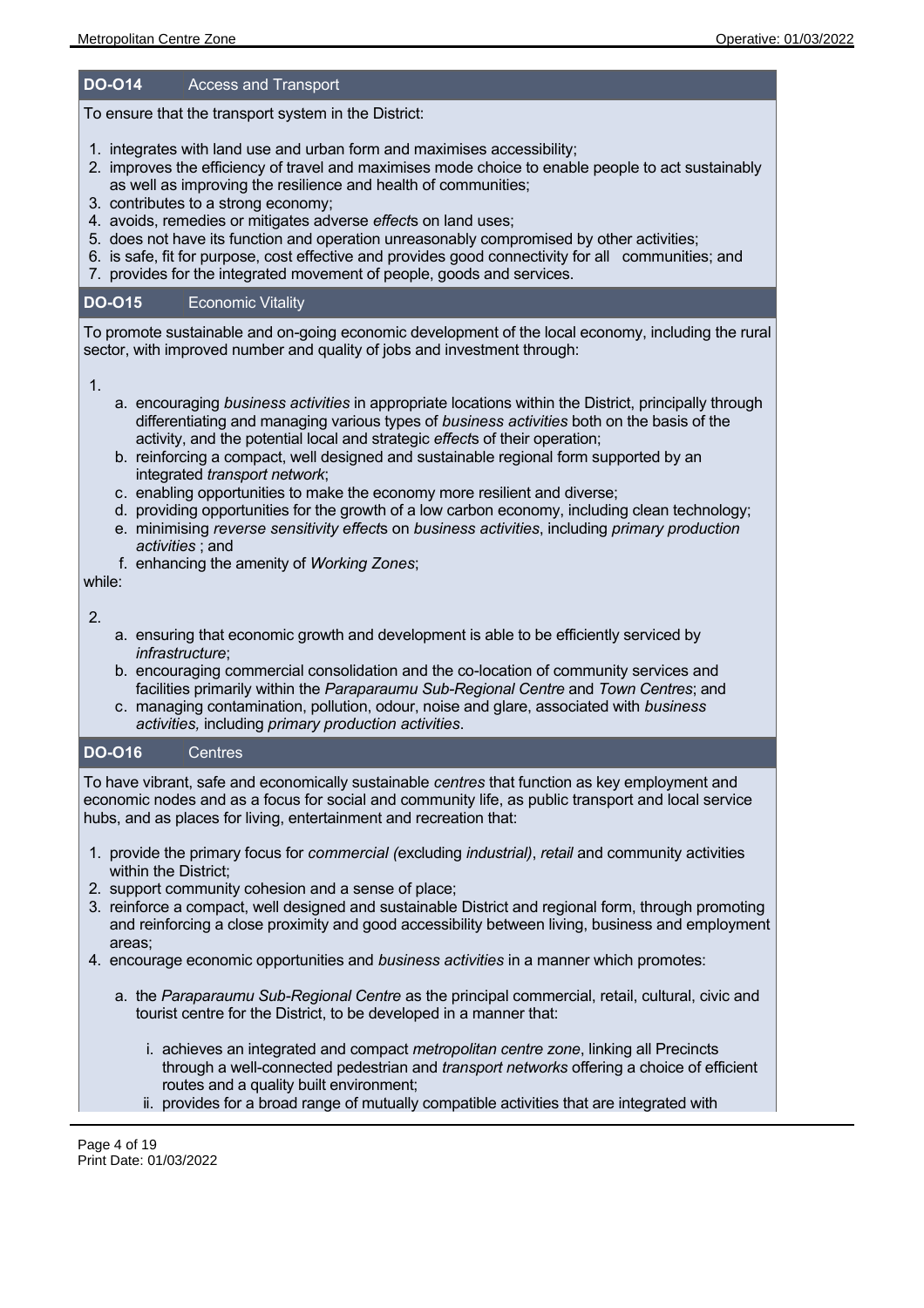## DO-O14 Access and Transport

To ensure that the transport system in the District:

1. integrates with land use and urban form and maximises accessibility;
2. improves the efficiency of travel and maximises mode choice to enable people to act sustainably as well as improving the resilience and health of communities;
3. contributes to a strong economy;
4. avoids, remedies or mitigates adverse *effect*s on land uses;
5. does not have its function and operation unreasonably compromised by other activities;
6. is safe, fit for purpose, cost effective and provides good connectivity for all communities; and
7. provides for the integrated movement of people, goods and services.

## DO-O15 Economic Vitality

To promote sustainable and on-going economic development of the local economy, including the rural sector, with improved number and quality of jobs and investment through:

1.
   a. encouraging *business activities* in appropriate locations within the District, principally through differentiating and managing various types of *business activities* both on the basis of the activity, and the potential local and strategic *effect*s of their operation;
   b. reinforcing a compact, well designed and sustainable regional form supported by an integrated *transport network*;
   c. enabling opportunities to make the economy more resilient and diverse;
   d. providing opportunities for the growth of a low carbon economy, including clean technology;
   e. minimising *reverse sensitivity effect*s on *business activities*, including *primary production activities* ; and
   f. enhancing the amenity of *Working Zones*;

while:

2.
   a. ensuring that economic growth and development is able to be efficiently serviced by *infrastructure*;
   b. encouraging commercial consolidation and the co-location of community services and facilities primarily within the *Paraparaumu Sub-Regional Centre* and *Town Centres*; and
   c. managing contamination, pollution, odour, noise and glare, associated with *business activities,* including *primary production activities*.

## DO-O16 Centres

To have vibrant, safe and economically sustainable *centres* that function as key employment and economic nodes and as a focus for social and community life, as public transport and local service hubs, and as places for living, entertainment and recreation that:

1. provide the primary focus for *commercial (*excluding *industrial)*, *retail* and community activities within the District;
2. support community cohesion and a sense of place;
3. reinforce a compact, well designed and sustainable District and regional form, through promoting and reinforcing a close proximity and good accessibility between living, business and employment areas;
4. encourage economic opportunities and *business activities* in a manner which promotes:
   a. the *Paraparaumu Sub-Regional Centre* as the principal commercial, retail, cultural, civic and tourist centre for the District, to be developed in a manner that:
      i. achieves an integrated and compact *metropolitan centre zone*, linking all Precincts through a well-connected pedestrian and *transport networks* offering a choice of efficient routes and a quality built environment;
      ii. provides for a broad range of mutually compatible activities that are integrated with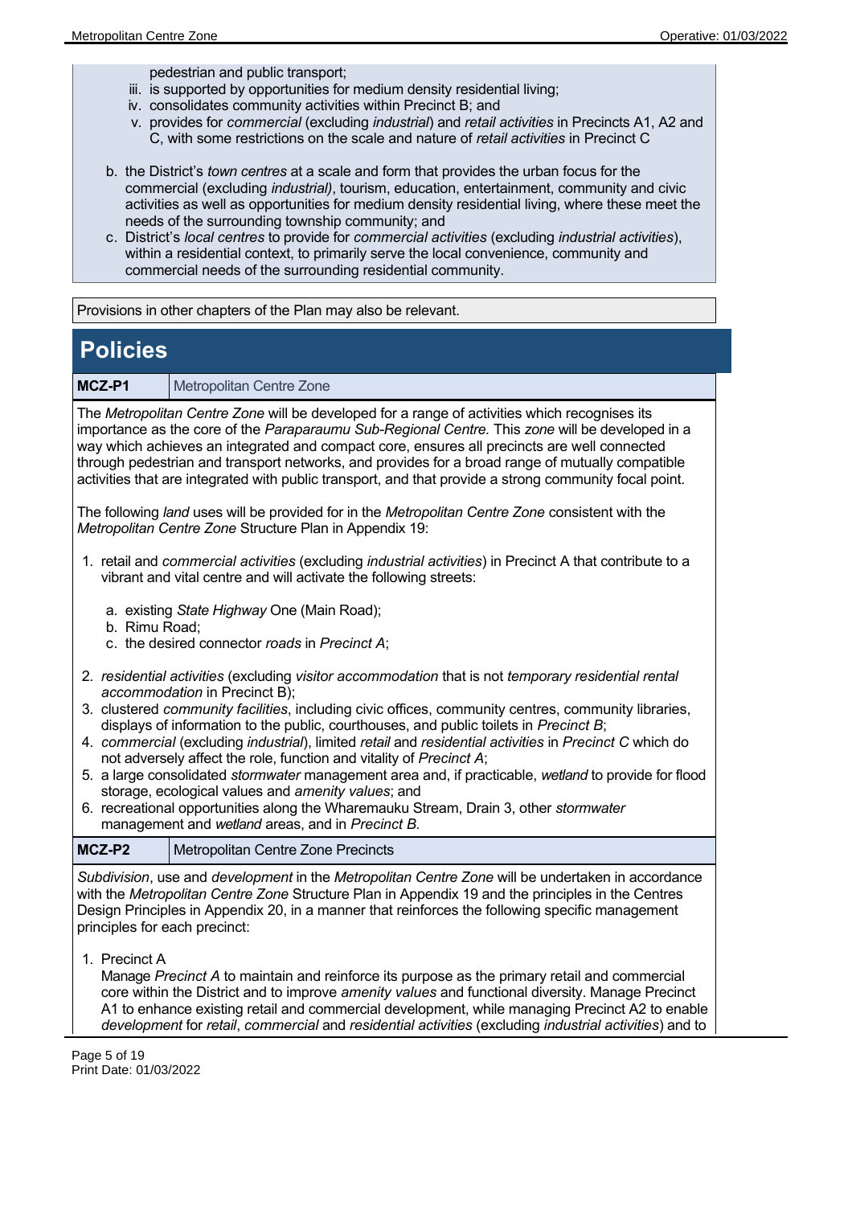pedestrian and public transport;

iii. is supported by opportunities for medium density residential living;

iv. consolidates community activities within Precinct B; and

v. provides for *commercial* (excluding *industrial*) and *retail activities* in Precincts A1, A2 and C, with some restrictions on the scale and nature of *retail activities* in Precinct C

b. the District's *town centres* at a scale and form that provides the urban focus for the commercial (excluding *industrial)*, tourism, education, entertainment, community and civic activities as well as opportunities for medium density residential living, where these meet the needs of the surrounding township community; and

c. District's *local centres* to provide for *commercial activities* (excluding *industrial activities*), within a residential context, to primarily serve the local convenience, community and commercial needs of the surrounding residential community.

Provisions in other chapters of the Plan may also be relevant.

# Policies

| **MCZ-P1** | Metropolitan Centre Zone |
|---|---|

The *Metropolitan Centre Zone* will be developed for a range of activities which recognises its importance as the core of the *Paraparaumu Sub-Regional Centre.* This *zone* will be developed in a way which achieves an integrated and compact core, ensures all precincts are well connected through pedestrian and transport networks, and provides for a broad range of mutually compatible activities that are integrated with public transport, and that provide a strong community focal point.

The following *land* uses will be provided for in the *Metropolitan Centre Zone* consistent with the *Metropolitan Centre Zone* Structure Plan in Appendix 19:

1. retail and *commercial activities* (excluding *industrial activities*) in Precinct A that contribute to a vibrant and vital centre and will activate the following streets:
   a. existing *State Highway* One (Main Road);
   b. Rimu Road;
   c. the desired connector *roads* in *Precinct A*;
2. *residential activities* (excluding *visitor accommodation* that is not *temporary residential rental accommodation* in Precinct B);
3. clustered *community facilities*, including civic offices, community centres, community libraries, displays of information to the public, courthouses, and public toilets in *Precinct B*;
4. *commercial* (excluding *industrial*), limited *retail* and *residential activities* in *Precinct C* which do not adversely affect the role, function and vitality of *Precinct A*;
5. a large consolidated *stormwater* management area and, if practicable, *wetland* to provide for flood storage, ecological values and *amenity values*; and
6. recreational opportunities along the Wharemauku Stream, Drain 3, other *stormwater* management and *wetland* areas, and in *Precinct B.*

| **MCZ-P2** | Metropolitan Centre Zone Precincts |
|---|---|

*Subdivision*, use and *development* in the *Metropolitan Centre Zone* will be undertaken in accordance with the *Metropolitan Centre Zone* Structure Plan in Appendix 19 and the principles in the Centres Design Principles in Appendix 20, in a manner that reinforces the following specific management principles for each precinct:

1. Precinct A
   Manage *Precinct A* to maintain and reinforce its purpose as the primary retail and commercial core within the District and to improve *amenity values* and functional diversity. Manage Precinct A1 to enhance existing retail and commercial development, while managing Precinct A2 to enable *development* for *retail*, *commercial* and *residential activities* (excluding *industrial activities*) and to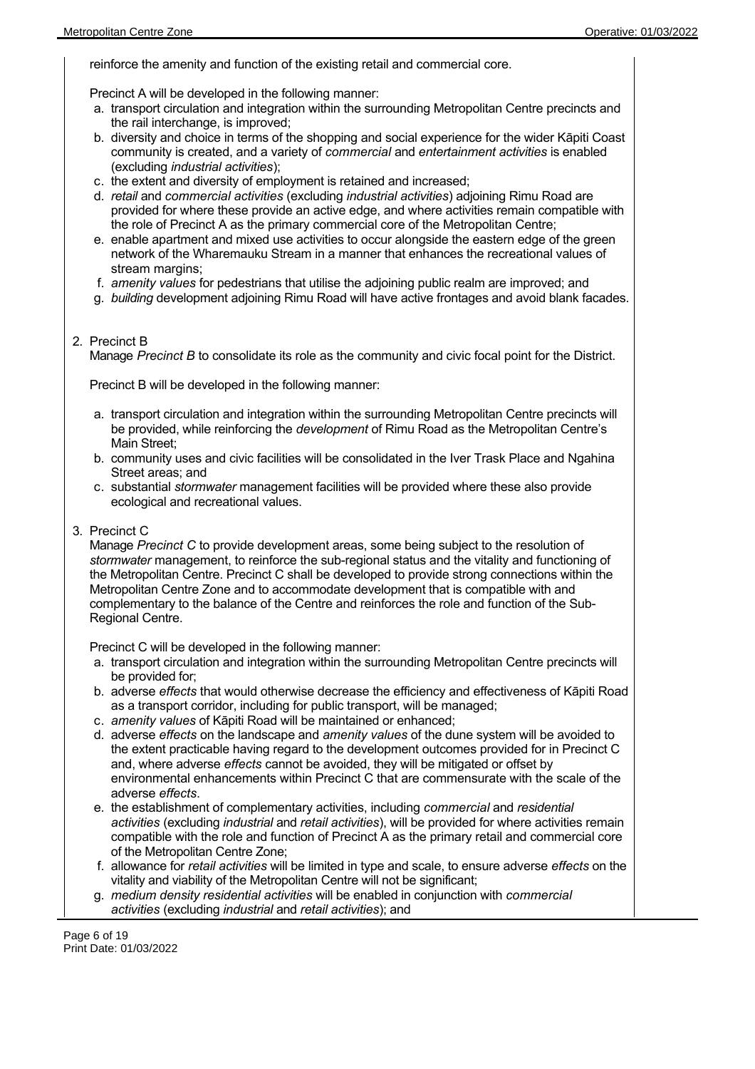reinforce the amenity and function of the existing retail and commercial core.

Precinct A will be developed in the following manner:

a. transport circulation and integration within the surrounding Metropolitan Centre precincts and the rail interchange, is improved;
b. diversity and choice in terms of the shopping and social experience for the wider Kāpiti Coast community is created, and a variety of *commercial* and *entertainment activities* is enabled (excluding *industrial activities*);
c. the extent and diversity of employment is retained and increased;
d. *retail* and *commercial activities* (excluding *industrial activities*) adjoining Rimu Road are provided for where these provide an active edge, and where activities remain compatible with the role of Precinct A as the primary commercial core of the Metropolitan Centre;
e. enable apartment and mixed use activities to occur alongside the eastern edge of the green network of the Wharemauku Stream in a manner that enhances the recreational values of stream margins;
f. *amenity values* for pedestrians that utilise the adjoining public realm are improved; and
g. *building* development adjoining Rimu Road will have active frontages and avoid blank facades.

2. Precinct B

Manage *Precinct B* to consolidate its role as the community and civic focal point for the District.

Precinct B will be developed in the following manner:

a. transport circulation and integration within the surrounding Metropolitan Centre precincts will be provided, while reinforcing the *development* of Rimu Road as the Metropolitan Centre's Main Street;
b. community uses and civic facilities will be consolidated in the Iver Trask Place and Ngahina Street areas; and
c. substantial *stormwater* management facilities will be provided where these also provide ecological and recreational values.

3. Precinct C

Manage *Precinct C* to provide development areas, some being subject to the resolution of *stormwater* management, to reinforce the sub-regional status and the vitality and functioning of the Metropolitan Centre. Precinct C shall be developed to provide strong connections within the Metropolitan Centre Zone and to accommodate development that is compatible with and complementary to the balance of the Centre and reinforces the role and function of the Sub-Regional Centre.

Precinct C will be developed in the following manner:

a. transport circulation and integration within the surrounding Metropolitan Centre precincts will be provided for;
b. adverse *effects* that would otherwise decrease the efficiency and effectiveness of Kāpiti Road as a transport corridor, including for public transport, will be managed;
c. *amenity values* of Kāpiti Road will be maintained or enhanced;
d. adverse *effects* on the landscape and *amenity values* of the dune system will be avoided to the extent practicable having regard to the development outcomes provided for in Precinct C and, where adverse *effects* cannot be avoided, they will be mitigated or offset by environmental enhancements within Precinct C that are commensurate with the scale of the adverse *effects*.
e. the establishment of complementary activities, including *commercial* and *residential activities* (excluding *industrial* and *retail activities*), will be provided for where activities remain compatible with the role and function of Precinct A as the primary retail and commercial core of the Metropolitan Centre Zone;
f. allowance for *retail activities* will be limited in type and scale, to ensure adverse *effects* on the vitality and viability of the Metropolitan Centre will not be significant;
g. *medium density residential activities* will be enabled in conjunction with *commercial activities* (excluding *industrial* and *retail activities*); and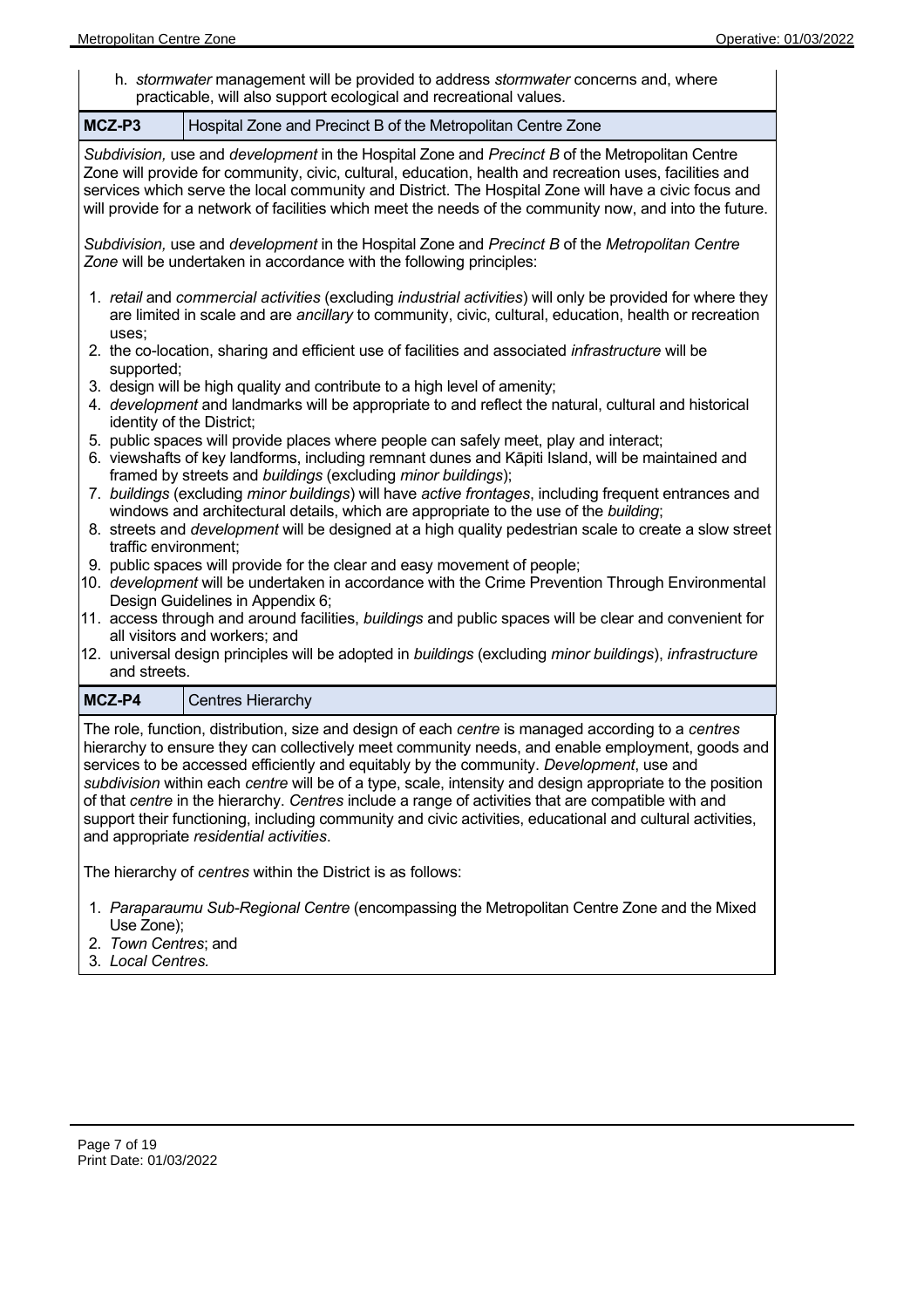h. *stormwater* management will be provided to address *stormwater* concerns and, where practicable, will also support ecological and recreational values.

| MCZ-P3 | Hospital Zone and Precinct B of the Metropolitan Centre Zone |
|---|---|

*Subdivision,* use and *development* in the Hospital Zone and *Precinct B* of the Metropolitan Centre Zone will provide for community, civic, cultural, education, health and recreation uses, facilities and services which serve the local community and District. The Hospital Zone will have a civic focus and will provide for a network of facilities which meet the needs of the community now, and into the future.

*Subdivision,* use and *development* in the Hospital Zone and *Precinct B* of the *Metropolitan Centre Zone* will be undertaken in accordance with the following principles:

1. *retail* and *commercial activities* (excluding *industrial activities*) will only be provided for where they are limited in scale and are *ancillary* to community, civic, cultural, education, health or recreation uses;
2. the co-location, sharing and efficient use of facilities and associated *infrastructure* will be supported;
3. design will be high quality and contribute to a high level of amenity;
4. *development* and landmarks will be appropriate to and reflect the natural, cultural and historical identity of the District;
5. public spaces will provide places where people can safely meet, play and interact;
6. viewshafts of key landforms, including remnant dunes and Kāpiti Island, will be maintained and framed by streets and *buildings* (excluding *minor buildings*);
7. *buildings* (excluding *minor buildings*) will have *active frontages*, including frequent entrances and windows and architectural details, which are appropriate to the use of the *building*;
8. streets and *development* will be designed at a high quality pedestrian scale to create a slow street traffic environment;
9. public spaces will provide for the clear and easy movement of people;
10. *development* will be undertaken in accordance with the Crime Prevention Through Environmental Design Guidelines in Appendix 6;
11. access through and around facilities, *buildings* and public spaces will be clear and convenient for all visitors and workers; and
12. universal design principles will be adopted in *buildings* (excluding *minor buildings*), *infrastructure* and streets.

| MCZ-P4 | Centres Hierarchy |
|---|---|

The role, function, distribution, size and design of each *centre* is managed according to a *centres* hierarchy to ensure they can collectively meet community needs, and enable employment, goods and services to be accessed efficiently and equitably by the community. *Development*, use and *subdivision* within each *centre* will be of a type, scale, intensity and design appropriate to the position of that *centre* in the hierarchy. *Centres* include a range of activities that are compatible with and support their functioning, including community and civic activities, educational and cultural activities, and appropriate *residential activities*.

The hierarchy of *centres* within the District is as follows:

1. *Paraparaumu Sub-Regional Centre* (encompassing the Metropolitan Centre Zone and the Mixed Use Zone);
2. *Town Centres*; and
3. *Local Centres.*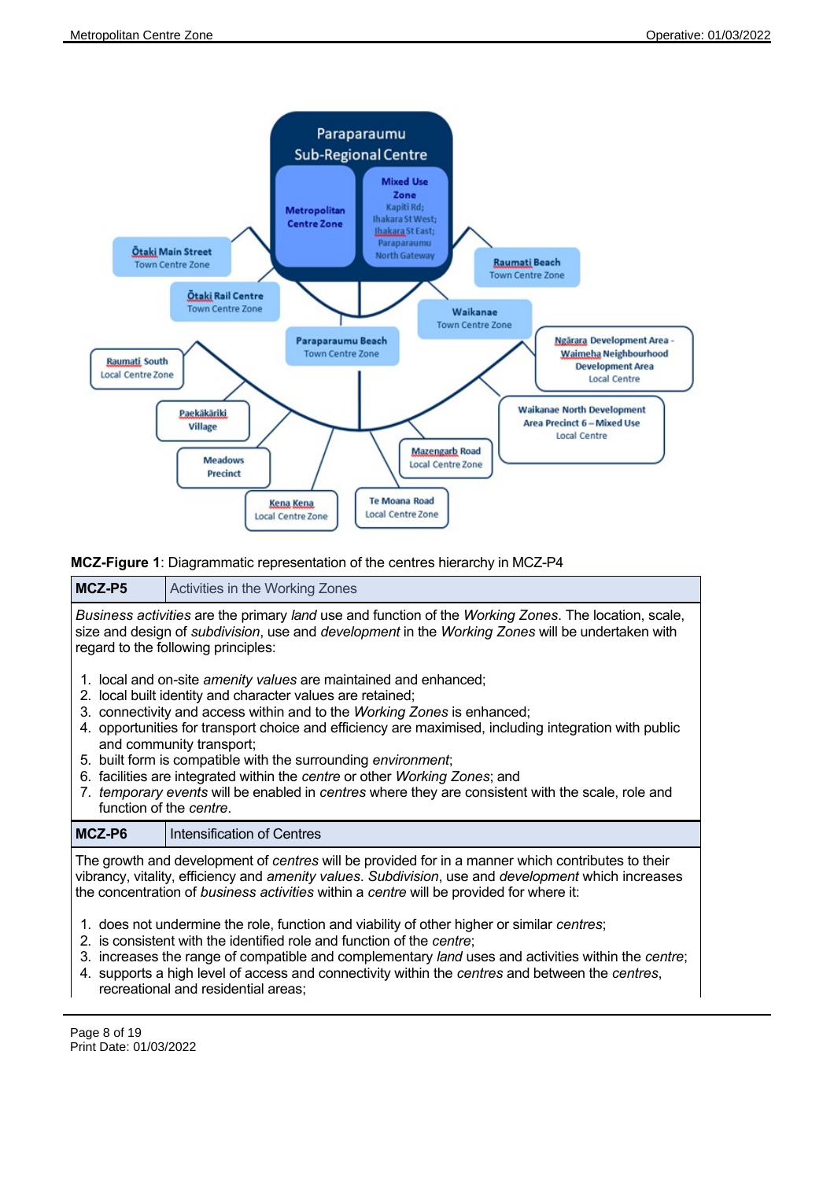**MCZ-Figure 1**: Diagrammatic representation of the centres hierarchy in MCZ-P4

| **MCZ-P5** | Activities in the Working Zones |
|---|---|

*Business activities* are the primary *land* use and function of the *Working Zones*. The location, scale, size and design of *subdivision*, use and *development* in the *Working Zones* will be undertaken with regard to the following principles:

1. local and on-site *amenity values* are maintained and enhanced;
2. local built identity and character values are retained;
3. connectivity and access within and to the *Working Zones* is enhanced;
4. opportunities for transport choice and efficiency are maximised, including integration with public and community transport;
5. built form is compatible with the surrounding *environment*;
6. facilities are integrated within the *centre* or other *Working Zones*; and
7. *temporary events* will be enabled in *centres* where they are consistent with the scale, role and function of the *centre*.

| **MCZ-P6** | Intensification of Centres |
|---|---|

The growth and development of *centres* will be provided for in a manner which contributes to their vibrancy, vitality, efficiency and *amenity values*. *Subdivision*, use and *development* which increases the concentration of *business activities* within a *centre* will be provided for where it:

1. does not undermine the role, function and viability of other higher or similar *centres*;
2. is consistent with the identified role and function of the *centre*;
3. increases the range of compatible and complementary *land* uses and activities within the *centre*;
4. supports a high level of access and connectivity within the *centres* and between the *centres*, recreational and residential areas;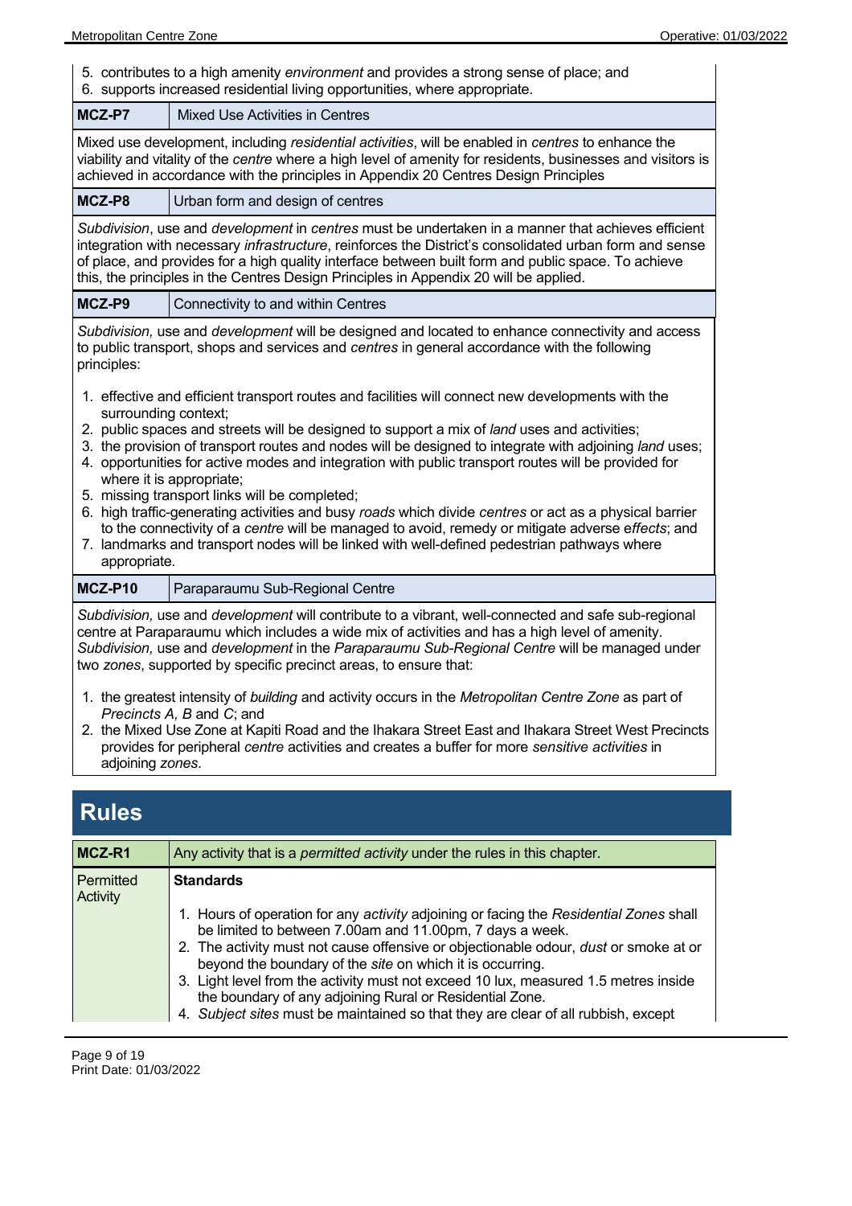5. contributes to a high amenity *environment* and provides a strong sense of place; and
6. supports increased residential living opportunities, where appropriate.

| MCZ-P7 | Mixed Use Activities in Centres |
|---|---|

Mixed use development, including *residential activities*, will be enabled in *centres* to enhance the viability and vitality of the *centre* where a high level of amenity for residents, businesses and visitors is achieved in accordance with the principles in Appendix 20 Centres Design Principles

| MCZ-P8 | Urban form and design of centres |
|---|---|

*Subdivision*, use and *development* in *centres* must be undertaken in a manner that achieves efficient integration with necessary *infrastructure*, reinforces the District's consolidated urban form and sense of place, and provides for a high quality interface between built form and public space. To achieve this, the principles in the Centres Design Principles in Appendix 20 will be applied.

| MCZ-P9 | Connectivity to and within Centres |
|---|---|

*Subdivision,* use and *development* will be designed and located to enhance connectivity and access to public transport, shops and services and *centres* in general accordance with the following principles:

1. effective and efficient transport routes and facilities will connect new developments with the surrounding context;
2. public spaces and streets will be designed to support a mix of *land* uses and activities;
3. the provision of transport routes and nodes will be designed to integrate with adjoining *land* uses;
4. opportunities for active modes and integration with public transport routes will be provided for where it is appropriate;
5. missing transport links will be completed;
6. high traffic-generating activities and busy *roads* which divide *centres* or act as a physical barrier to the connectivity of a *centre* will be managed to avoid, remedy or mitigate adverse e*ffects*; and
7. landmarks and transport nodes will be linked with well-defined pedestrian pathways where appropriate.

| MCZ-P10 | Paraparaumu Sub-Regional Centre |
|---|---|

*Subdivision,* use and *development* will contribute to a vibrant, well-connected and safe sub-regional centre at Paraparaumu which includes a wide mix of activities and has a high level of amenity. *Subdivision,* use and *development* in the *Paraparaumu Sub-Regional Centre* will be managed under two *zones*, supported by specific precinct areas, to ensure that:

1. the greatest intensity of *building* and activity occurs in the *Metropolitan Centre Zone* as part of *Precincts A, B* and *C*; and
2. the Mixed Use Zone at Kapiti Road and the Ihakara Street East and Ihakara Street West Precincts provides for peripheral *centre* activities and creates a buffer for more *sensitive activities* in adjoining *zones*.

# Rules

| MCZ-R1 | Any activity that is a *permitted activity* under the rules in this chapter. |
|---|---|
| Permitted Activity | **Standards**<br><br>1. Hours of operation for any *activity* adjoining or facing the *Residential Zones* shall be limited to between 7.00am and 11.00pm, 7 days a week.<br>2. The activity must not cause offensive or objectionable odour, *dust* or smoke at or beyond the boundary of the *site* on which it is occurring.<br>3. Light level from the activity must not exceed 10 lux, measured 1.5 metres inside the boundary of any adjoining Rural or Residential Zone.<br>4. *Subject sites* must be maintained so that they are clear of all rubbish, except |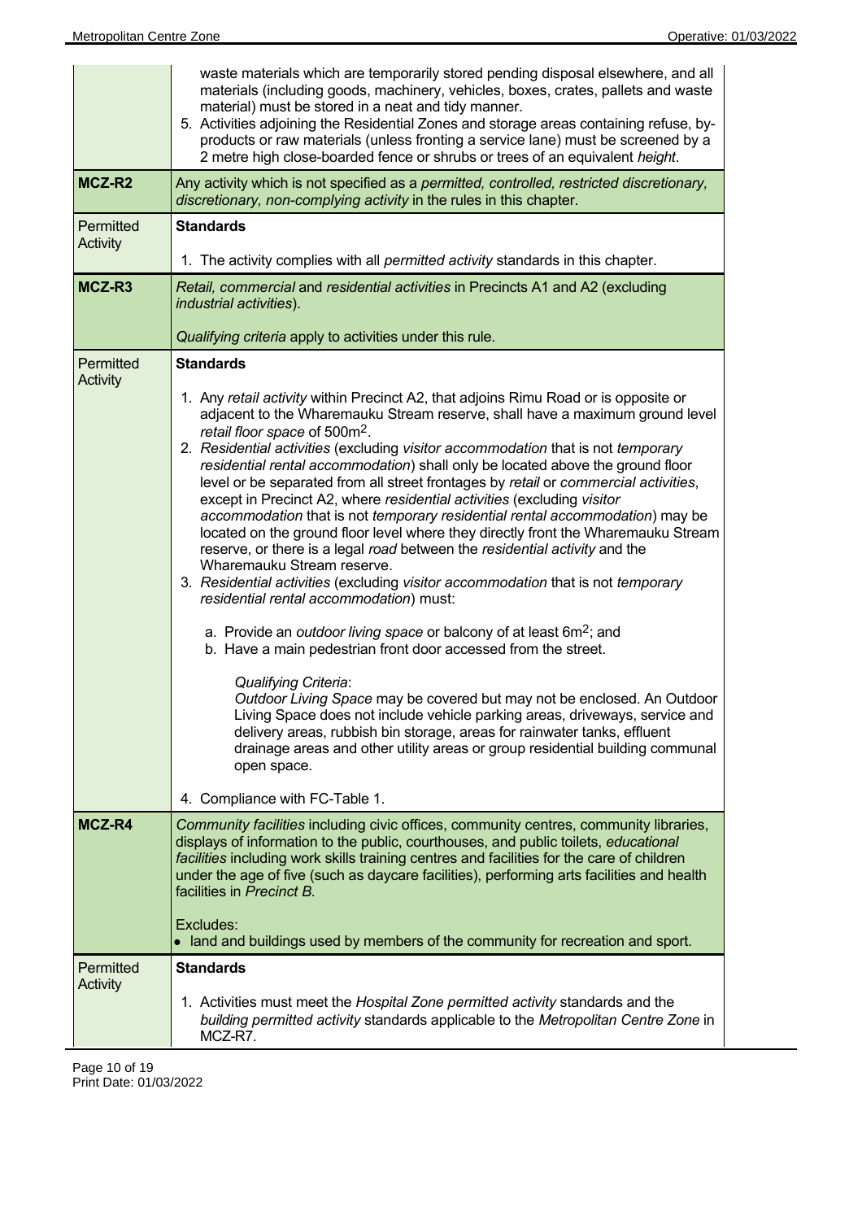| | |
|---|---|
| | waste materials which are temporarily stored pending disposal elsewhere, and all materials (including goods, machinery, vehicles, boxes, crates, pallets and waste material) must be stored in a neat and tidy manner.<br>5. Activities adjoining the Residential Zones and storage areas containing refuse, by-products or raw materials (unless fronting a service lane) must be screened by a 2 metre high close-boarded fence or shrubs or trees of an equivalent *height*. |
| **MCZ-R2** | Any activity which is not specified as a *permitted, controlled, restricted discretionary, discretionary, non-complying activity* in the rules in this chapter. |
| Permitted Activity | **Standards**<br><br>1. The activity complies with all *permitted activity* standards in this chapter. |
| **MCZ-R3** | *Retail, commercial* and *residential activities* in Precincts A1 and A2 (excluding *industrial activities*).<br><br>*Qualifying criteria* apply to activities under this rule. |
| Permitted Activity | **Standards**<br><br>1. Any *retail activity* within Precinct A2, that adjoins Rimu Road or is opposite or adjacent to the Wharemauku Stream reserve, shall have a maximum ground level *retail floor space* of $500m^2$.<br>2. *Residential activities* (excluding *visitor accommodation* that is not *temporary residential rental accommodation*) shall only be located above the ground floor level or be separated from all street frontages by *retail* or *commercial activities*, except in Precinct A2, where *residential activities* (excluding *visitor accommodation* that is not *temporary residential rental accommodation*) may be located on the ground floor level where they directly front the Wharemauku Stream reserve, or there is a legal *road* between the *residential activity* and the Wharemauku Stream reserve.<br>3. *Residential activities* (excluding *visitor accommodation* that is not *temporary residential rental accommodation*) must:<br><br>a. Provide an *outdoor living space* or balcony of at least $6m^2$; and<br>b. Have a main pedestrian front door accessed from the street.<br><br>*Qualifying Criteria*:<br>*Outdoor Living Space* may be covered but may not be enclosed. An Outdoor Living Space does not include vehicle parking areas, driveways, service and delivery areas, rubbish bin storage, areas for rainwater tanks, effluent drainage areas and other utility areas or group residential building communal open space.<br><br>4. Compliance with FC-Table 1. |
| **MCZ-R4** | *Community facilities* including civic offices, community centres, community libraries, displays of information to the public, courthouses, and public toilets, *educational facilities* including work skills training centres and facilities for the care of children under the age of five (such as daycare facilities), performing arts facilities and health facilities in *Precinct B.*<br><br>Excludes:<br>• land and buildings used by members of the community for recreation and sport. |
| Permitted Activity | **Standards**<br><br>1. Activities must meet the *Hospital Zone permitted activity* standards and the *building permitted activity* standards applicable to the *Metropolitan Centre Zone* in MCZ-R7. |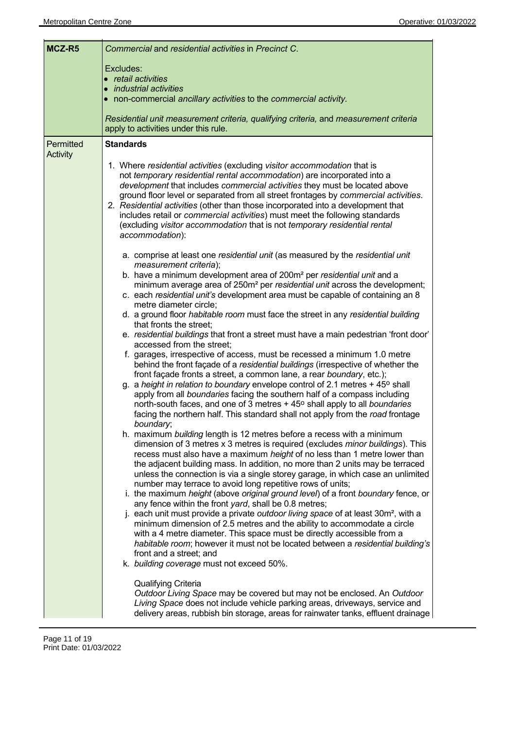| MCZ-R5 | *Commercial* and *residential activities* in *Precinct C*.<br><br>Excludes:<br>• *retail activities*<br>• *industrial activities*<br>• non-commercial *ancillary activities* to the *commercial activity.*<br><br>*Residential unit measurement criteria, qualifying criteria,* and *measurement criteria* apply to activities under this rule. |
|---|---|
| Permitted Activity | **Standards**<br><br>1. Where *residential activities* (excluding *visitor accommodation* that is not *temporary residential rental accommodation*) are incorporated into a *development* that includes *commercial activities* they must be located above ground floor level or separated from all street frontages by *commercial activities*.<br>2. *Residential activities* (other than those incorporated into a development that includes retail or *commercial activities*) must meet the following standards (excluding *visitor accommodation* that is not *temporary residential rental accommodation*):<br><br>a. comprise at least one *residential unit* (as measured by the *residential unit measurement criteria*);<br>b. have a minimum development area of 200m² per *residential unit* and a minimum average area of 250m² per *residential unit* across the development;<br>c. each *residential unit's* development area must be capable of containing an 8 metre diameter circle;<br>d. a ground floor *habitable room* must face the street in any *residential building* that fronts the street;<br>e. *residential buildings* that front a street must have a main pedestrian 'front door' accessed from the street;<br>f. garages, irrespective of access, must be recessed a minimum 1.0 metre behind the front façade of a *residential buildings* (irrespective of whether the front façade fronts a street, a common lane, a rear *boundary*, etc.);<br>g. a *height in relation to boundary* envelope control of 2.1 metres + 45° shall apply from all *boundaries* facing the southern half of a compass including north-south faces, and one of 3 metres + 45° shall apply to all *boundaries* facing the northern half. This standard shall not apply from the *road* frontage *boundary*;<br>h. maximum *building* length is 12 metres before a recess with a minimum dimension of 3 metres x 3 metres is required (excludes *minor buildings*). This recess must also have a maximum *height* of no less than 1 metre lower than the adjacent building mass. In addition, no more than 2 units may be terraced unless the connection is via a single storey garage, in which case an unlimited number may terrace to avoid long repetitive rows of units;<br>i. the maximum *height* (above *original ground level*) of a front *boundary* fence, or any fence within the front *yard*, shall be 0.8 metres;<br>j. each unit must provide a private *outdoor living space* of at least 30m², with a minimum dimension of 2.5 metres and the ability to accommodate a circle with a 4 metre diameter. This space must be directly accessible from a *habitable room*; however it must not be located between a *residential building's* front and a street; and<br>k. *building coverage* must not exceed 50%.<br><br>Qualifying Criteria<br>*Outdoor Living Space* may be covered but may not be enclosed. An *Outdoor Living Space* does not include vehicle parking areas, driveways, service and delivery areas, rubbish bin storage, areas for rainwater tanks, effluent drainage |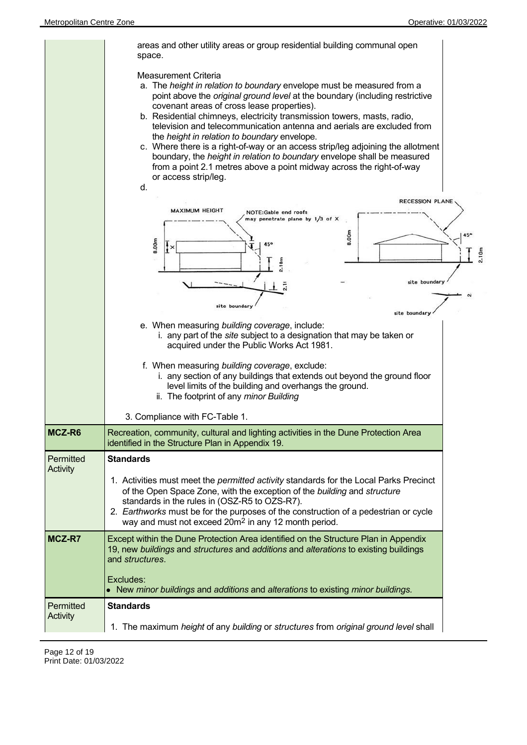| | |
|---|---|
| | areas and other utility areas or group residential building communal open space.<br><br>Measurement Criteria<br>a. The *height in relation to boundary* envelope must be measured from a point above the *original ground level* at the boundary (including restrictive covenant areas of cross lease properties).<br>b. Residential chimneys, electricity transmission towers, masts, radio, television and telecommunication antenna and aerials are excluded from the *height in relation to boundary* envelope.<br>c. Where there is a right-of-way or an access strip/leg adjoining the allotment boundary, the *height in relation to boundary* envelope shall be measured from a point 2.1 metres above a point midway across the right-of-way or access strip/leg.<br>d.<br><br>e. When measuring *building coverage*, include:<br>i. any part of the *site* subject to a designation that may be taken or acquired under the Public Works Act 1981.<br><br>f. When measuring *building coverage*, exclude:<br>i. any section of any buildings that extends out beyond the ground floor level limits of the building and overhangs the ground.<br>ii. The footprint of any *minor Building*<br><br>3. Compliance with FC-Table 1. |
| **MCZ-R6** | Recreation, community, cultural and lighting activities in the Dune Protection Area identified in the Structure Plan in Appendix 19. |
| Permitted Activity | **Standards**<br><br>1. Activities must meet the *permitted activity* standards for the Local Parks Precinct of the Open Space Zone, with the exception of the *building* and *structure* standards in the rules in (OSZ-R5 to OZS-R7).<br>2. *Earthworks* must be for the purposes of the construction of a pedestrian or cycle way and must not exceed 20m$^2$ in any 12 month period. |
| **MCZ-R7** | Except within the Dune Protection Area identified on the Structure Plan in Appendix 19, new *buildings* and *structures* and *additions* and *alterations* to existing buildings and *structures*.<br><br>Excludes:<br>• New *minor buildings* and *additions* and *alterations* to existing *minor buildings*. |
| Permitted Activity | **Standards**<br><br>1. The maximum *height* of any *building* or *structures* from *original ground level* shall |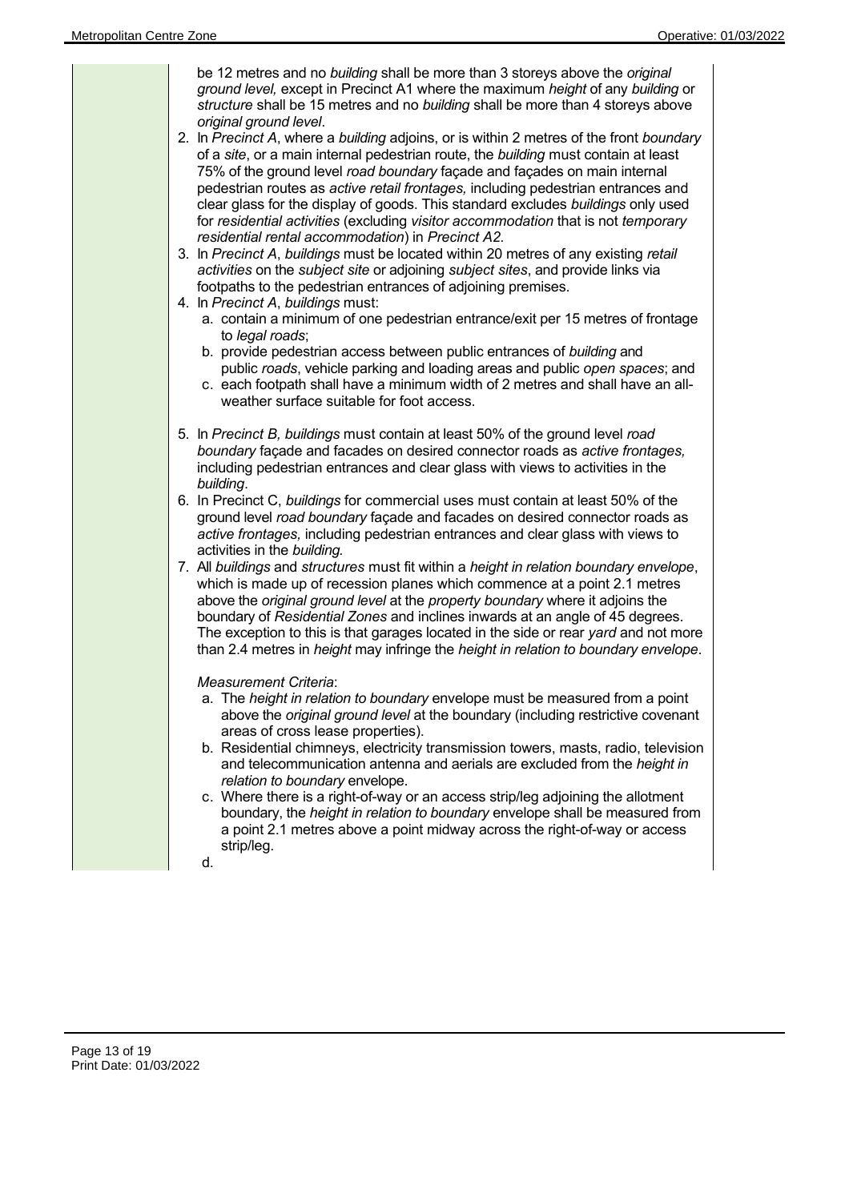be 12 metres and no *building* shall be more than 3 storeys above the *original ground level,* except in Precinct A1 where the maximum *height* of any *building* or *structure* shall be 15 metres and no *building* shall be more than 4 storeys above *original ground level*.

2. In *Precinct A*, where a *building* adjoins, or is within 2 metres of the front *boundary* of a *site*, or a main internal pedestrian route, the *building* must contain at least 75% of the ground level *road boundary* façade and façades on main internal pedestrian routes as *active retail frontages,* including pedestrian entrances and clear glass for the display of goods. This standard excludes *buildings* only used for *residential activities* (excluding *visitor accommodation* that is not *temporary residential rental accommodation*) in *Precinct A2.*
3. In *Precinct A*, *buildings* must be located within 20 metres of any existing *retail activities* on the *subject site* or adjoining *subject sites*, and provide links via footpaths to the pedestrian entrances of adjoining premises.
4. In *Precinct A*, *buildings* must:
   a. contain a minimum of one pedestrian entrance/exit per 15 metres of frontage to *legal roads*;
   b. provide pedestrian access between public entrances of *building* and public *roads*, vehicle parking and loading areas and public *open spaces*; and
   c. each footpath shall have a minimum width of 2 metres and shall have an all-weather surface suitable for foot access.
5. In *Precinct B, buildings* must contain at least 50% of the ground level *road boundary* façade and facades on desired connector roads as *active frontages,* including pedestrian entrances and clear glass with views to activities in the *building*.
6. In Precinct C, *buildings* for commercial uses must contain at least 50% of the ground level *road boundary* façade and facades on desired connector roads as *active frontages,* including pedestrian entrances and clear glass with views to activities in the *building.*
7. All *buildings* and *structures* must fit within a *height in relation boundary envelope*, which is made up of recession planes which commence at a point 2.1 metres above the *original ground level* at the *property boundary* where it adjoins the boundary of *Residential Zones* and inclines inwards at an angle of 45 degrees. The exception to this is that garages located in the side or rear *yard* and not more than 2.4 metres in *height* may infringe the *height in relation to boundary envelope*.

   *Measurement Criteria*:
   a. The *height in relation to boundary* envelope must be measured from a point above the *original ground level* at the boundary (including restrictive covenant areas of cross lease properties).
   b. Residential chimneys, electricity transmission towers, masts, radio, television and telecommunication antenna and aerials are excluded from the *height in relation to boundary* envelope.
   c. Where there is a right-of-way or an access strip/leg adjoining the allotment boundary, the *height in relation to boundary* envelope shall be measured from a point 2.1 metres above a point midway across the right-of-way or access strip/leg.
   d.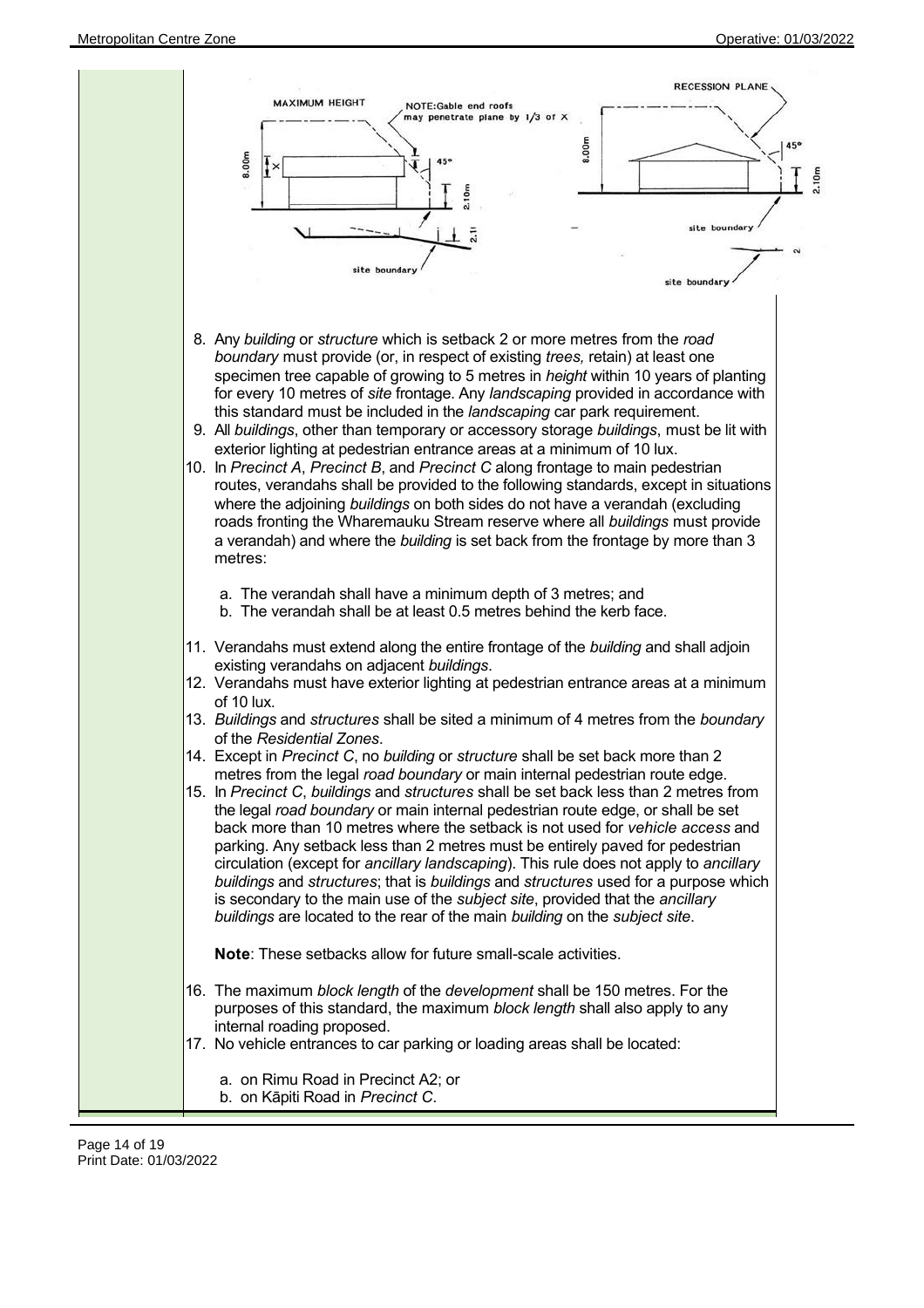8. Any *building* or *structure* which is setback 2 or more metres from the *road boundary* must provide (or, in respect of existing *trees,* retain) at least one specimen tree capable of growing to 5 metres in *height* within 10 years of planting for every 10 metres of *site* frontage. Any *landscaping* provided in accordance with this standard must be included in the *landscaping* car park requirement.
9. All *buildings*, other than temporary or accessory storage *buildings*, must be lit with exterior lighting at pedestrian entrance areas at a minimum of 10 lux.
10. In *Precinct A*, *Precinct B*, and *Precinct C* along frontage to main pedestrian routes, verandahs shall be provided to the following standards, except in situations where the adjoining *buildings* on both sides do not have a verandah (excluding roads fronting the Wharemauku Stream reserve where all *buildings* must provide a verandah) and where the *building* is set back from the frontage by more than 3 metres:

    a. The verandah shall have a minimum depth of 3 metres; and
    b. The verandah shall be at least 0.5 metres behind the kerb face.

11. Verandahs must extend along the entire frontage of the *building* and shall adjoin existing verandahs on adjacent *buildings*.
12. Verandahs must have exterior lighting at pedestrian entrance areas at a minimum of 10 lux.
13. *Buildings* and *structures* shall be sited a minimum of 4 metres from the *boundary* of the *Residential Zones*.
14. Except in *Precinct C*, no *building* or *structure* shall be set back more than 2 metres from the legal *road boundary* or main internal pedestrian route edge.
15. In *Precinct C*, *buildings* and *structures* shall be set back less than 2 metres from the legal *road boundary* or main internal pedestrian route edge, or shall be set back more than 10 metres where the setback is not used for *vehicle access* and parking. Any setback less than 2 metres must be entirely paved for pedestrian circulation (except for *ancillary landscaping*). This rule does not apply to *ancillary buildings* and *structures*; that is *buildings* and *structures* used for a purpose which is secondary to the main use of the *subject site*, provided that the *ancillary buildings* are located to the rear of the main *building* on the *subject site*.

    **Note**: These setbacks allow for future small-scale activities.

16. The maximum *block length* of the *development* shall be 150 metres. For the purposes of this standard, the maximum *block length* shall also apply to any internal roading proposed.
17. No vehicle entrances to car parking or loading areas shall be located:

    a. on Rimu Road in Precinct A2; or
    b. on Kāpiti Road in *Precinct C*.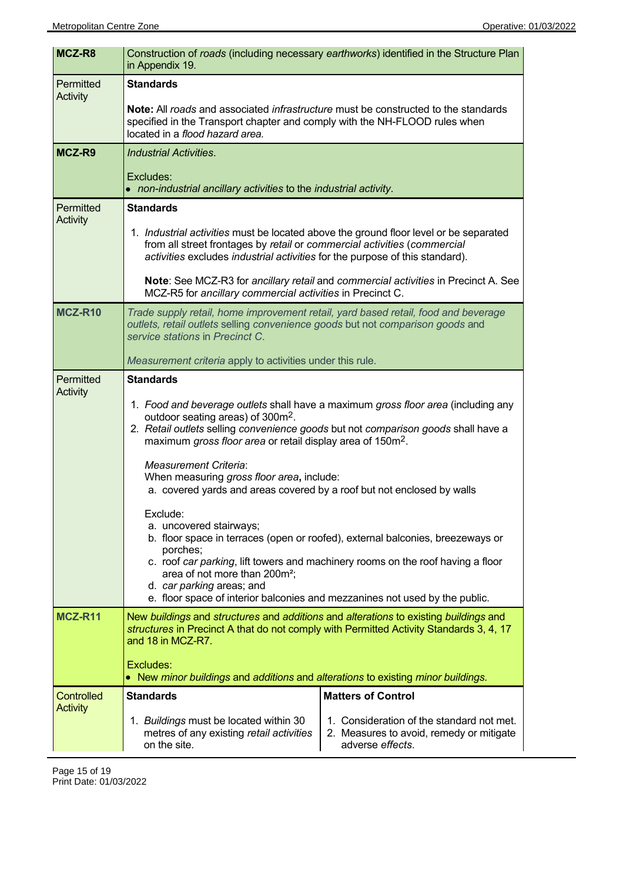| MCZ-R8 | Construction of *roads* (including necessary *earthworks*) identified in the Structure Plan in Appendix 19. | |
|---|---|---|
| Permitted Activity | **Standards**<br><br>**Note:** All *roads* and associated *infrastructure* must be constructed to the standards specified in the Transport chapter and comply with the NH-FLOOD rules when located in a *flood hazard area.* | |
| **MCZ-R9** | *Industrial Activities.*<br><br>Excludes:<br>• *non-industrial ancillary activities* to the *industrial activity*. | |
| Permitted Activity | **Standards**<br><br>1. *Industrial activities* must be located above the ground floor level or be separated from all street frontages by *retail* or *commercial activities* (*commercial activities* excludes *industrial activities* for the purpose of this standard).<br><br>**Note**: See MCZ-R3 for *ancillary retail* and *commercial activities* in Precinct A. See MCZ-R5 for *ancillary commercial activities* in Precinct C. | |
| **MCZ-R10** | *Trade supply retail, home improvement retail, yard based retail, food and beverage outlets, retail outlets* selling *convenience goods* but not *comparison goods* and *service stations* in *Precinct C*.<br><br>*Measurement criteria* apply to activities under this rule. | |
| Permitted Activity | **Standards**<br><br>1. *Food and beverage outlets* shall have a maximum *gross floor area* (including any outdoor seating areas) of 300m$^2$.<br>2. *Retail outlets* selling *convenience goods* but not *comparison goods* shall have a maximum *gross floor area* or retail display area of 150m$^2$.<br><br>*Measurement Criteria*:<br>When measuring *gross floor area***,** include:<br>a. covered yards and areas covered by a roof but not enclosed by walls<br><br>Exclude:<br>a. uncovered stairways;<br>b. floor space in terraces (open or roofed), external balconies, breezeways or porches;<br>c. roof *car parking*, lift towers and machinery rooms on the roof having a floor area of not more than 200m$^2$;<br>d. *car parking* areas; and<br>e. floor space of interior balconies and mezzanines not used by the public. | |
| **MCZ-R11** | New *buildings* and *structures* and *additions* and *alterations* to existing *buildings* and *structures* in Precinct A that do not comply with Permitted Activity Standards 3, 4, 17 and 18 in MCZ-R7.<br><br>Excludes:<br>• New *minor buildings* and *additions* and *alterations* to existing *minor buildings.* | |
| Controlled Activity | **Standards**<br><br>1. *Buildings* must be located within 30 metres of any existing *retail activities* on the site. | **Matters of Control**<br><br>1. Consideration of the standard not met.<br>2. Measures to avoid, remedy or mitigate adverse *effects*. |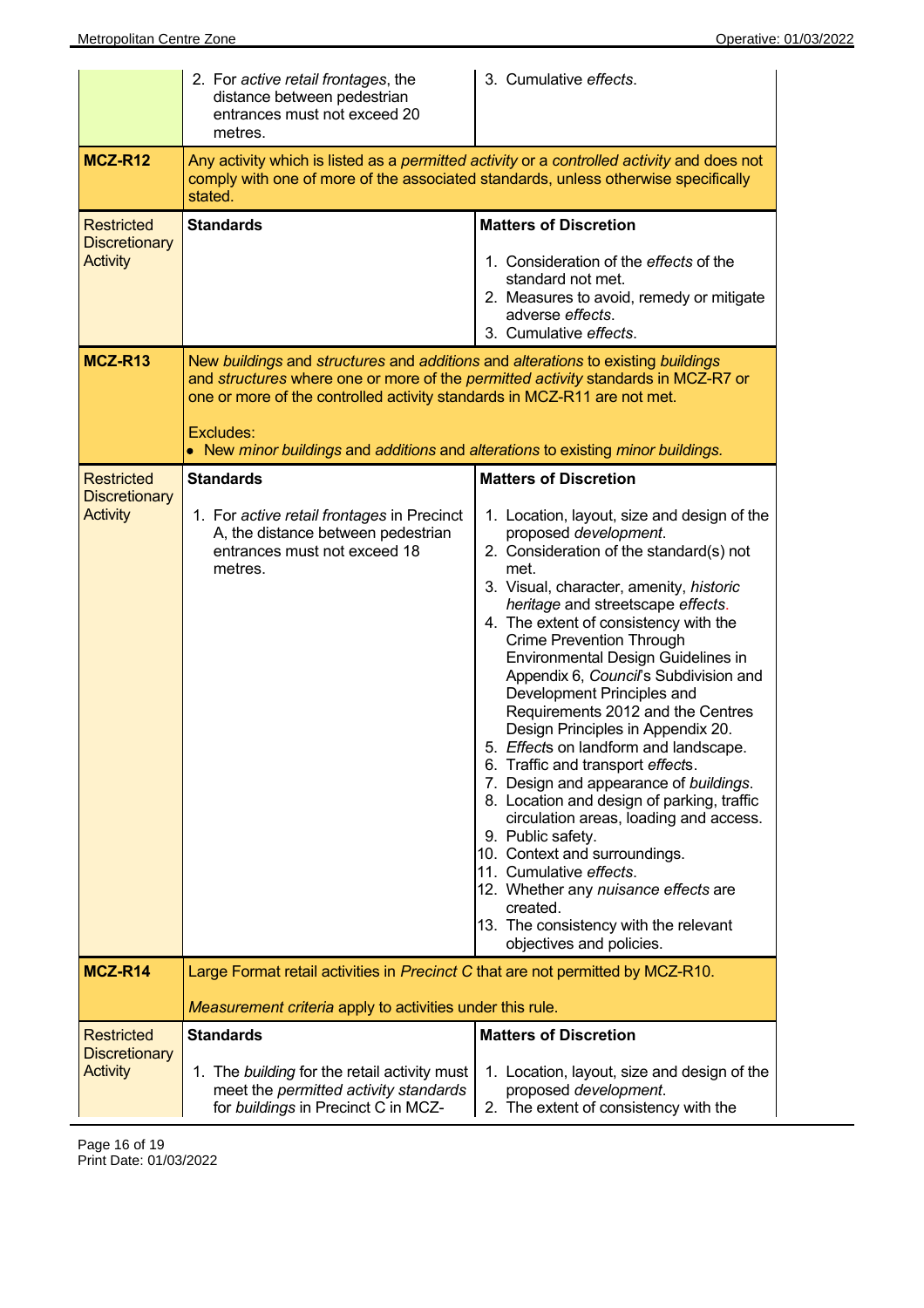| | | |
|---|---|---|
| | 2. For *active retail frontages*, the distance between pedestrian entrances must not exceed 20 metres. | 3. Cumulative *effects*. |
| **MCZ-R12** | Any activity which is listed as a *permitted activity* or a *controlled activity* and does not comply with one of more of the associated standards, unless otherwise specifically stated. | |
| Restricted Discretionary Activity | **Standards** | **Matters of Discretion**<br><br>1. Consideration of the *effects* of the standard not met.<br>2. Measures to avoid, remedy or mitigate adverse *effects*.<br>3. Cumulative *effects*. |
| **MCZ-R13** | New *buildings* and *structures* and *additions* and *alterations* to existing *buildings* and *structures* where one or more of the *permitted activity* standards in MCZ-R7 or one or more of the controlled activity standards in MCZ-R11 are not met.<br><br>Excludes:<br>• New *minor buildings* and *additions* and *alterations* to existing *minor buildings*. | |
| Restricted Discretionary Activity | **Standards**<br><br>1. For *active retail frontages* in Precinct A, the distance between pedestrian entrances must not exceed 18 metres. | **Matters of Discretion**<br><br>1. Location, layout, size and design of the proposed *development*.<br>2. Consideration of the standard(s) not met.<br>3. Visual, character, amenity, *historic heritage* and streetscape *effects*.<br>4. The extent of consistency with the Crime Prevention Through Environmental Design Guidelines in Appendix 6, *Council*'s Subdivision and Development Principles and Requirements 2012 and the Centres Design Principles in Appendix 20.<br>5. *Effects* on landform and landscape.<br>6. Traffic and transport *effects*.<br>7. Design and appearance of *buildings*.<br>8. Location and design of parking, traffic circulation areas, loading and access.<br>9. Public safety.<br>10. Context and surroundings.<br>11. Cumulative *effects*.<br>12. Whether any *nuisance effects* are created.<br>13. The consistency with the relevant objectives and policies. |
| **MCZ-R14** | Large Format retail activities in *Precinct C* that are not permitted by MCZ-R10.<br><br>*Measurement criteria* apply to activities under this rule. | |
| Restricted Discretionary Activity | **Standards**<br><br>1. The *building* for the retail activity must meet the *permitted activity standards* for *buildings* in Precinct C in MCZ- | **Matters of Discretion**<br><br>1. Location, layout, size and design of the proposed *development*.<br>2. The extent of consistency with the |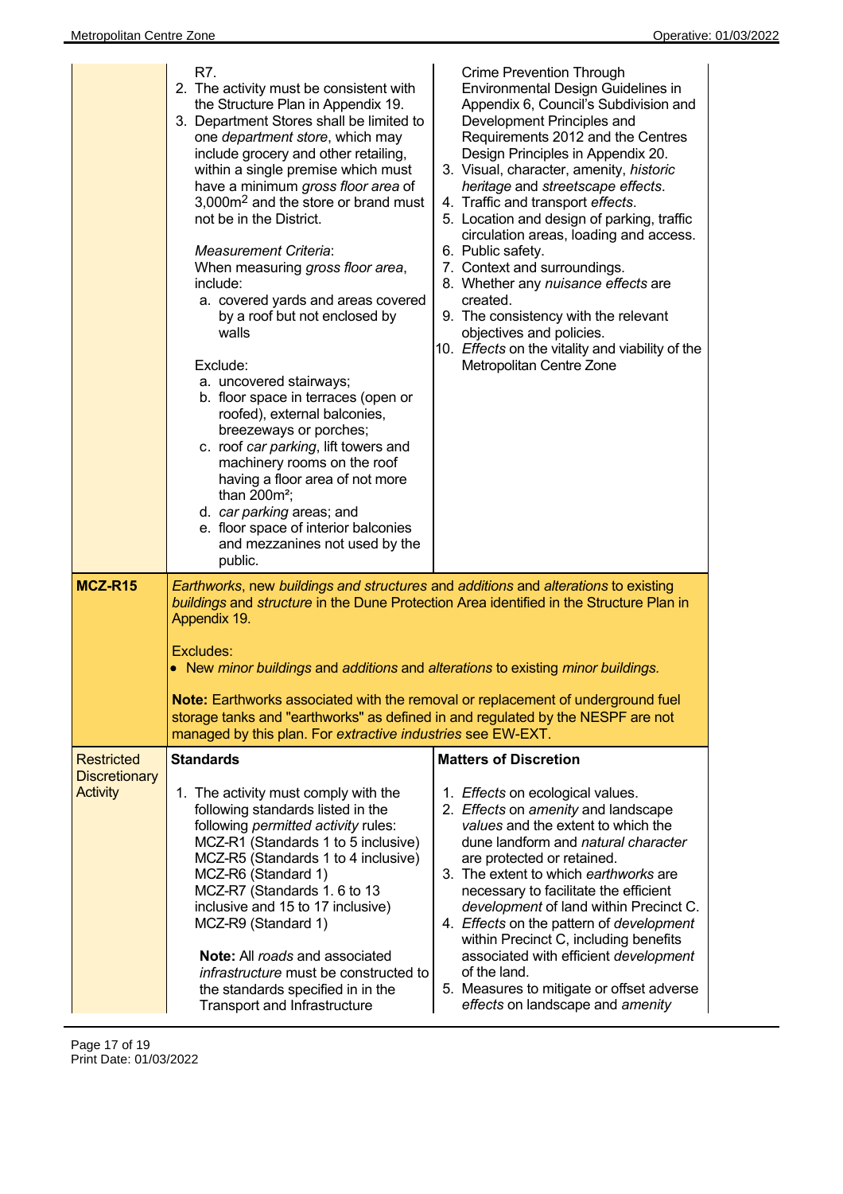| | | |
|---|---|---|
| | R7.<br>2. The activity must be consistent with the Structure Plan in Appendix 19.<br>3. Department Stores shall be limited to one *department store*, which may include grocery and other retailing, within a single premise which must have a minimum *gross floor area* of 3,000m² and the store or brand must not be in the District.<br><br>*Measurement Criteria*:<br>When measuring *gross floor area*, include:<br>a. covered yards and areas covered by a roof but not enclosed by walls<br><br>Exclude:<br>a. uncovered stairways;<br>b. floor space in terraces (open or roofed), external balconies, breezeways or porches;<br>c. roof *car parking*, lift towers and machinery rooms on the roof having a floor area of not more than 200m²;<br>d. *car parking* areas; and<br>e. floor space of interior balconies and mezzanines not used by the public. | Crime Prevention Through Environmental Design Guidelines in Appendix 6, Council's Subdivision and Development Principles and Requirements 2012 and the Centres Design Principles in Appendix 20.<br>3. Visual, character, amenity, *historic heritage* and *streetscape effects*.<br>4. Traffic and transport *effects*.<br>5. Location and design of parking, traffic circulation areas, loading and access.<br>6. Public safety.<br>7. Context and surroundings.<br>8. Whether any *nuisance effects* are created.<br>9. The consistency with the relevant objectives and policies.<br>10. *Effects* on the vitality and viability of the Metropolitan Centre Zone |
| **MCZ-R15** | *Earthworks*, new *buildings and structures* and *additions* and *alterations* to existing *buildings* and *structure* in the Dune Protection Area identified in the Structure Plan in Appendix 19.<br><br>Excludes:<br>• New *minor buildings* and *additions* and *alterations* to existing *minor buildings*.<br><br>**Note:** Earthworks associated with the removal or replacement of underground fuel storage tanks and "earthworks" as defined in and regulated by the NESPF are not managed by this plan. For *extractive industries* see EW-EXT. | |
| Restricted Discretionary Activity | **Standards**<br><br>1. The activity must comply with the following standards listed in the following *permitted activity* rules:<br>MCZ-R1 (Standards 1 to 5 inclusive)<br>MCZ-R5 (Standards 1 to 4 inclusive)<br>MCZ-R6 (Standard 1)<br>MCZ-R7 (Standards 1. 6 to 13 inclusive and 15 to 17 inclusive)<br>MCZ-R9 (Standard 1)<br><br>**Note:** All *roads* and associated *infrastructure* must be constructed to the standards specified in in the Transport and Infrastructure | **Matters of Discretion**<br><br>1. *Effects* on ecological values.<br>2. *Effects* on *amenity* and landscape *values* and the extent to which the dune landform and *natural character* are protected or retained.<br>3. The extent to which *earthworks* are necessary to facilitate the efficient *development* of land within Precinct C.<br>4. *Effects* on the pattern of *development* within Precinct C, including benefits associated with efficient *development* of the land.<br>5. Measures to mitigate or offset adverse *effects* on landscape and *amenity* |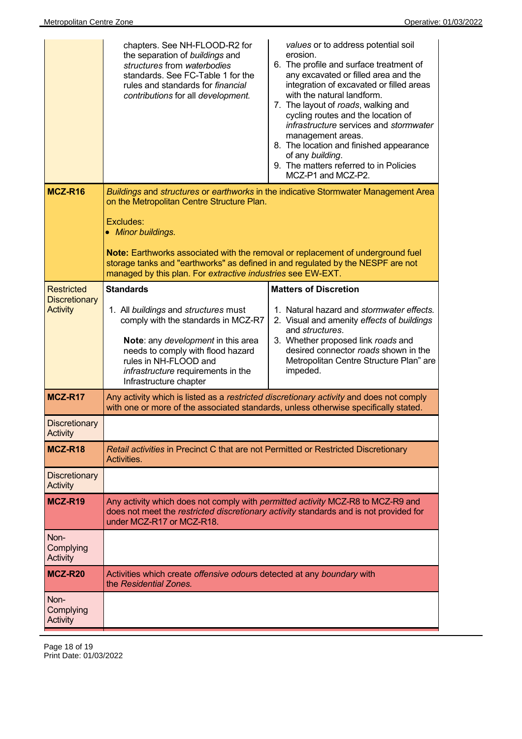| | | |
|---|---|---|
| | chapters. See NH-FLOOD-R2 for the separation of *buildings* and *structures* from *waterbodies* standards. See FC-Table 1 for the rules and standards for *financial contributions* for all *development*. | *values* or to address potential soil erosion.<br>6. The profile and surface treatment of any excavated or filled area and the integration of excavated or filled areas with the natural landform.<br>7. The layout of *roads*, walking and cycling routes and the location of *infrastructure* services and *stormwater* management areas.<br>8. The location and finished appearance of any *building*.<br>9. The matters referred to in Policies MCZ-P1 and MCZ-P2. |
| **MCZ-R16** | *Buildings* and *structures* or *earthworks* in the indicative Stormwater Management Area on the Metropolitan Centre Structure Plan.<br><br>Excludes:<br>• *Minor buildings.*<br><br>**Note:** Earthworks associated with the removal or replacement of underground fuel storage tanks and "earthworks" as defined in and regulated by the NESPF are not managed by this plan. For *extractive industries* see EW-EXT. | |
| Restricted Discretionary Activity | **Standards**<br><br>1. All *buildings* and *structures* must comply with the standards in MCZ-R7<br><br>**Note**: any *development* in this area needs to comply with flood hazard rules in NH-FLOOD and *infrastructure* requirements in the Infrastructure chapter | **Matters of Discretion**<br><br>1. Natural hazard and *stormwater effects.*<br>2. Visual and amenity *effects* of *buildings* and *structures*.<br>3. Whether proposed link *roads* and desired connector *roads* shown in the Metropolitan Centre Structure Plan" are impeded. |
| **MCZ-R17** | Any activity which is listed as a *restricted discretionary activity* and does not comply with one or more of the associated standards, unless otherwise specifically stated. | |
| Discretionary Activity | | |
| **MCZ-R18** | *Retail activities* in Precinct C that are not Permitted or Restricted Discretionary Activities. | |
| Discretionary Activity | | |
| **MCZ-R19** | Any activity which does not comply with *permitted activity* MCZ-R8 to MCZ-R9 and does not meet the *restricted discretionary activity* standards and is not provided for under MCZ-R17 or MCZ-R18. | |
| Non-Complying Activity | | |
| **MCZ-R20** | Activities which create *offensive odours* detected at any *boundary* with the *Residential Zones.* | |
| Non-Complying Activity | | |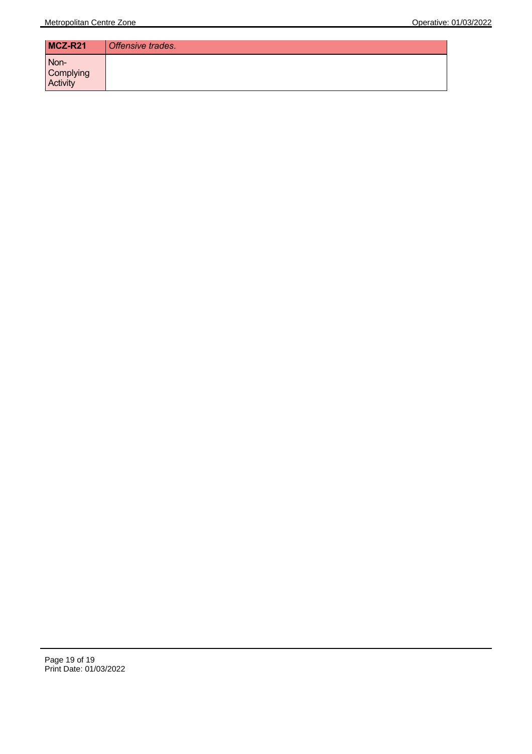| **MCZ-R21** | *Offensive trades.* |
| --- | --- |
| Non-Complying Activity | |